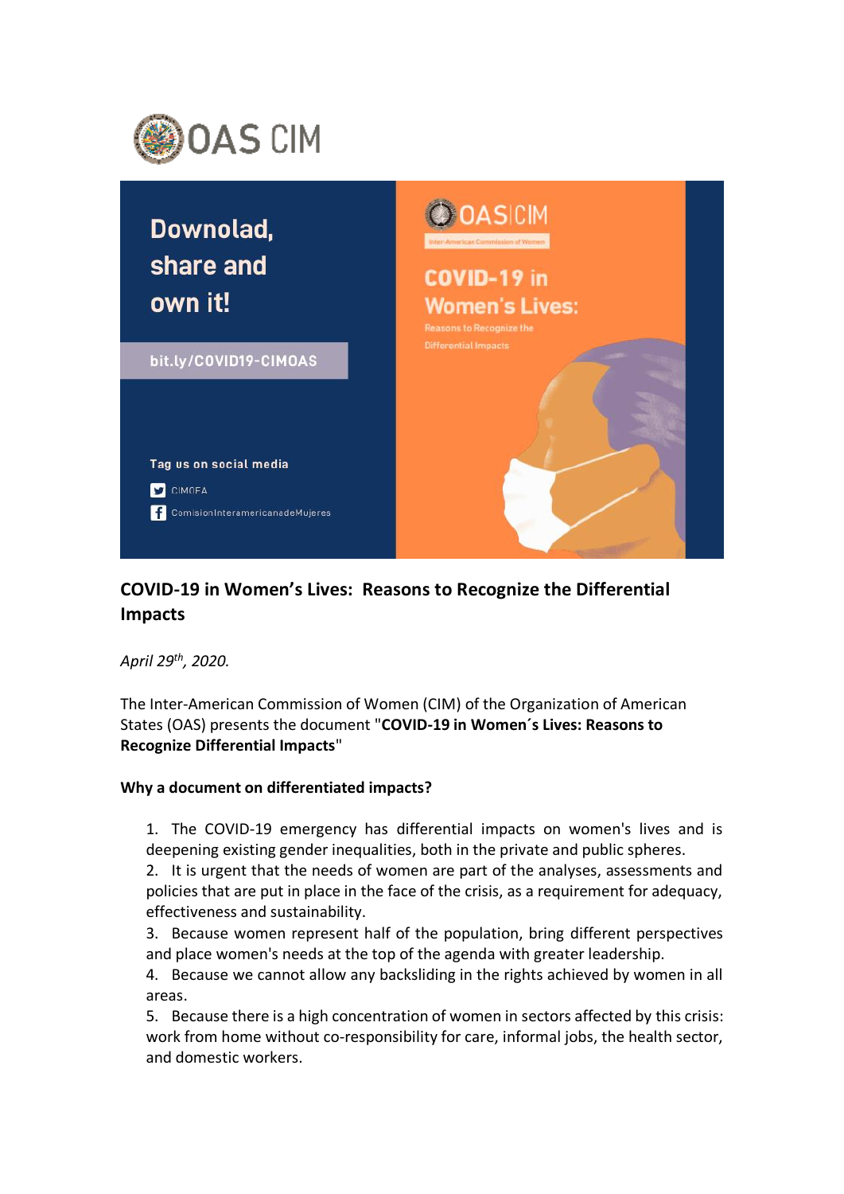OAS CIM

Downolad, share and own it!

bit.ly/COVID19-CIMOAS

Tag us on social media

CIMOEA

ComisionInteramericanadeMujeres

OAS|CIM

Inter-American Commission of Women

COVID-19 in Women's Lives:

Reasons to Recognize the Differential Impacts

## COVID-19 in Women's Lives: Reasons to Recognize the Differential Impacts

*April 29th, 2020.*

The Inter-American Commission of Women (CIM) of the Organization of American States (OAS) presents the document "**COVID-19 in Women´s Lives: Reasons to Recognize Differential Impacts**"

**Why a document on differentiated impacts?**

1. The COVID-19 emergency has differential impacts on women's lives and is deepening existing gender inequalities, both in the private and public spheres.
2. It is urgent that the needs of women are part of the analyses, assessments and policies that are put in place in the face of the crisis, as a requirement for adequacy, effectiveness and sustainability.
3. Because women represent half of the population, bring different perspectives and place women's needs at the top of the agenda with greater leadership.
4. Because we cannot allow any backsliding in the rights achieved by women in all areas.
5. Because there is a high concentration of women in sectors affected by this crisis: work from home without co-responsibility for care, informal jobs, the health sector, and domestic workers.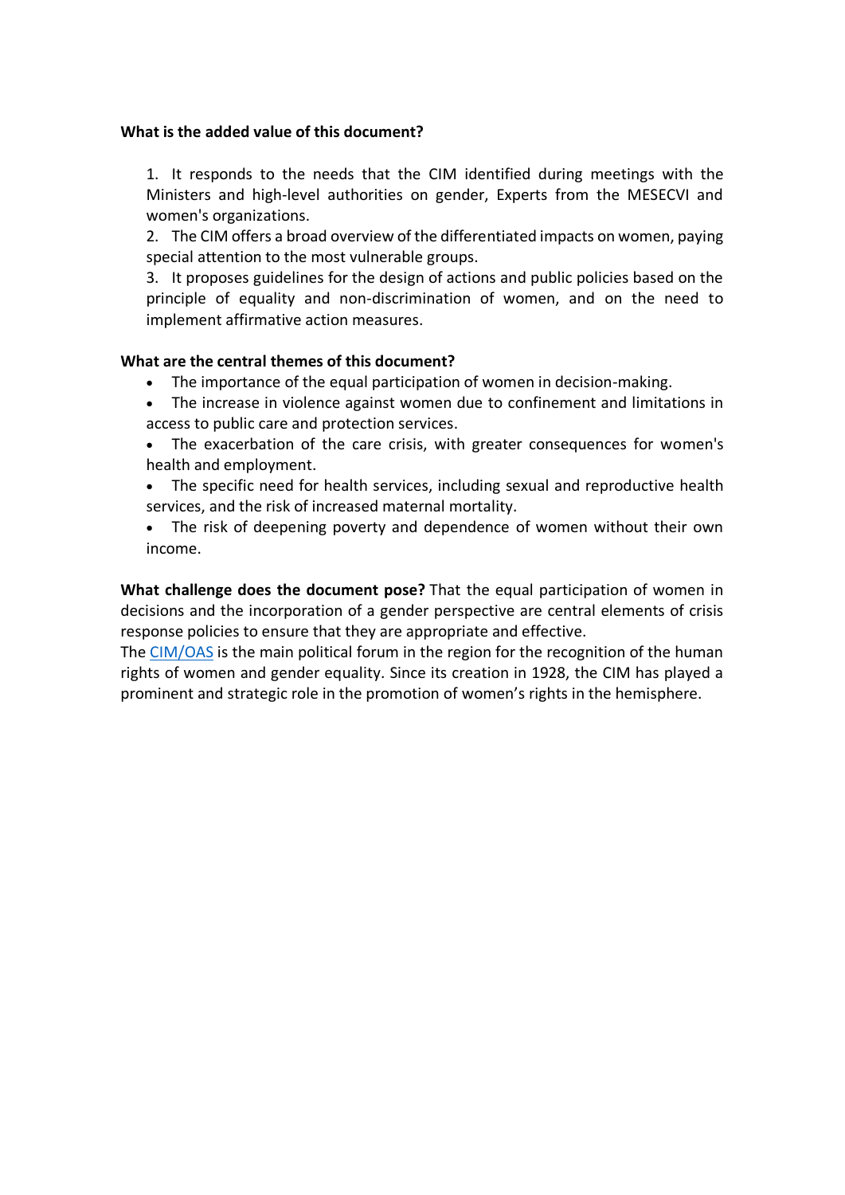**What is the added value of this document?**

1. It responds to the needs that the CIM identified during meetings with the Ministers and high-level authorities on gender, Experts from the MESECVI and women's organizations.
2. The CIM offers a broad overview of the differentiated impacts on women, paying special attention to the most vulnerable groups.
3. It proposes guidelines for the design of actions and public policies based on the principle of equality and non-discrimination of women, and on the need to implement affirmative action measures.

**What are the central themes of this document?**

- The importance of the equal participation of women in decision-making.
- The increase in violence against women due to confinement and limitations in access to public care and protection services.
- The exacerbation of the care crisis, with greater consequences for women's health and employment.
- The specific need for health services, including sexual and reproductive health services, and the risk of increased maternal mortality.
- The risk of deepening poverty and dependence of women without their own income.

**What challenge does the document pose?** That the equal participation of women in decisions and the incorporation of a gender perspective are central elements of crisis response policies to ensure that they are appropriate and effective.

The CIM/OAS is the main political forum in the region for the recognition of the human rights of women and gender equality. Since its creation in 1928, the CIM has played a prominent and strategic role in the promotion of women's rights in the hemisphere.